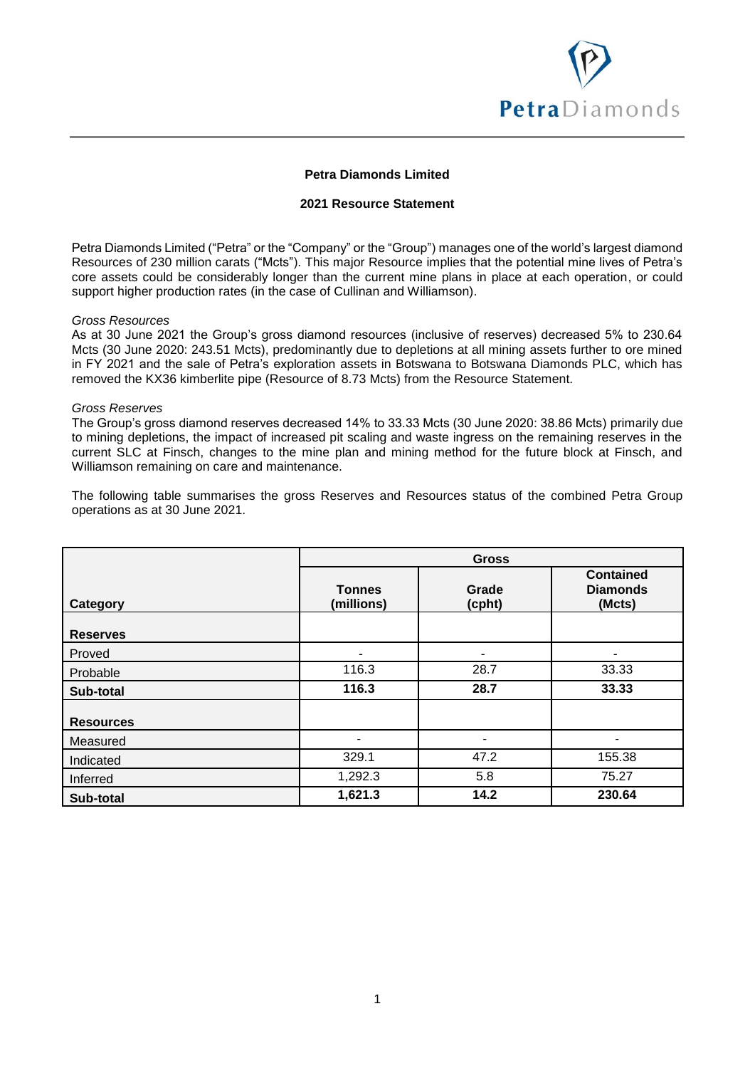# Petra Diamonds Limited

## 2021 Resource Statement

Petra Diamonds Limited ("Petra" or the "Company" or the "Group") manages one of the world's largest diamond Resources of 230 million carats ("Mcts"). This major Resource implies that the potential mine lives of Petra's core assets could be considerably longer than the current mine plans in place at each operation, or could support higher production rates (in the case of Cullinan and Williamson).

*Gross Resources*

As at 30 June 2021 the Group's gross diamond resources (inclusive of reserves) decreased 5% to 230.64 Mcts (30 June 2020: 243.51 Mcts), predominantly due to depletions at all mining assets further to ore mined in FY 2021 and the sale of Petra's exploration assets in Botswana to Botswana Diamonds PLC, which has removed the KX36 kimberlite pipe (Resource of 8.73 Mcts) from the Resource Statement.

*Gross Reserves*

The Group's gross diamond reserves decreased 14% to 33.33 Mcts (30 June 2020: 38.86 Mcts) primarily due to mining depletions, the impact of increased pit scaling and waste ingress on the remaining reserves in the current SLC at Finsch, changes to the mine plan and mining method for the future block at Finsch, and Williamson remaining on care and maintenance.

The following table summarises the gross Reserves and Resources status of the combined Petra Group operations as at 30 June 2021.

| | Gross | | |
|---|---|---|---|
| **Category** | **Tonnes (millions)** | **Grade (cpht)** | **Contained Diamonds (Mcts)** |
| **Reserves** | | | |
| Proved | - | - | - |
| Probable | 116.3 | 28.7 | 33.33 |
| **Sub-total** | **116.3** | **28.7** | **33.33** |
| **Resources** | | | |
| Measured | - | - | - |
| Indicated | 329.1 | 47.2 | 155.38 |
| Inferred | 1,292.3 | 5.8 | 75.27 |
| **Sub-total** | **1,621.3** | **14.2** | **230.64** |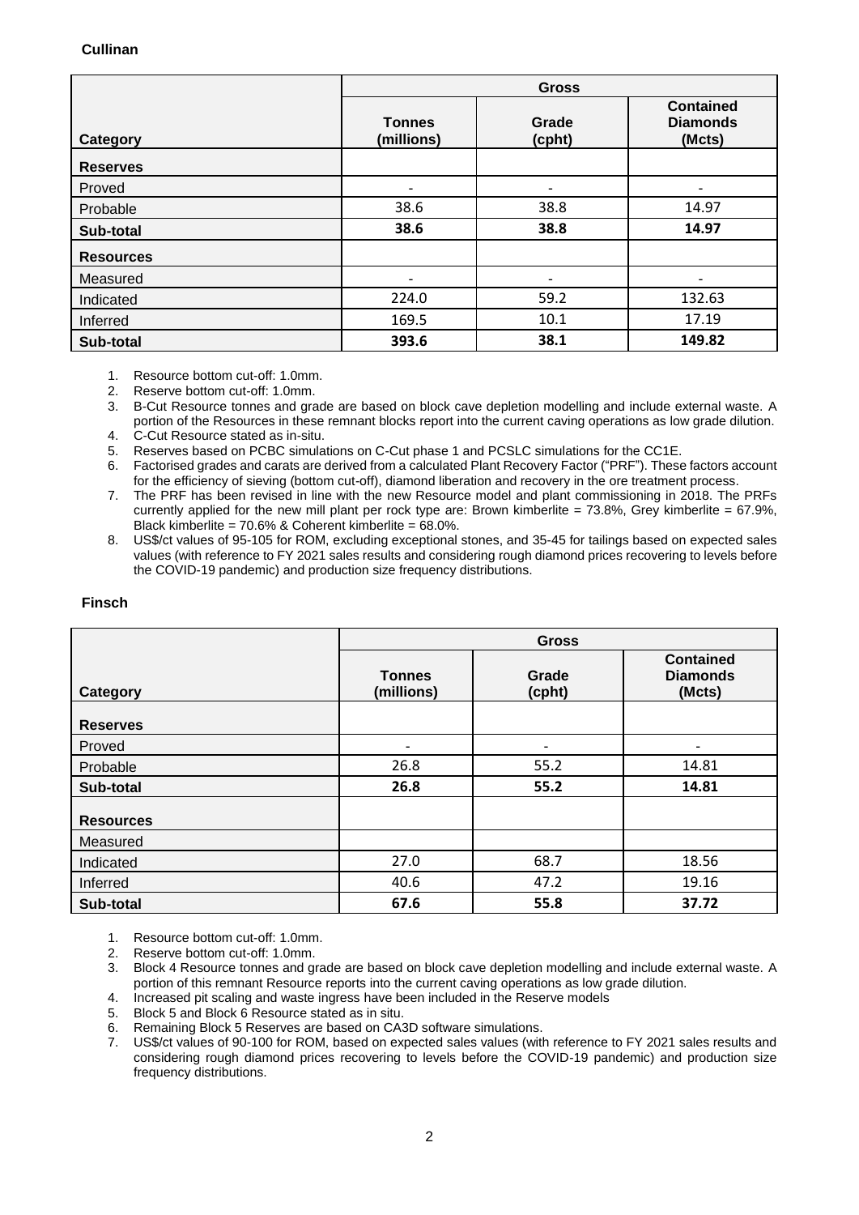**Cullinan**

| Category | Gross | | |
|---|---|---|---|
| | Tonnes (millions) | Grade (cpht) | Contained Diamonds (Mcts) |
| **Reserves** | | | |
| Proved | - | - | - |
| Probable | 38.6 | 38.8 | 14.97 |
| **Sub-total** | **38.6** | **38.8** | **14.97** |
| **Resources** | | | |
| Measured | - | - | - |
| Indicated | 224.0 | 59.2 | 132.63 |
| Inferred | 169.5 | 10.1 | 17.19 |
| **Sub-total** | **393.6** | **38.1** | **149.82** |

1. Resource bottom cut-off: 1.0mm.
2. Reserve bottom cut-off: 1.0mm.
3. B-Cut Resource tonnes and grade are based on block cave depletion modelling and include external waste. A portion of the Resources in these remnant blocks report into the current caving operations as low grade dilution.
4. C-Cut Resource stated as in-situ.
5. Reserves based on PCBC simulations on C-Cut phase 1 and PCSLC simulations for the CC1E.
6. Factorised grades and carats are derived from a calculated Plant Recovery Factor ("PRF"). These factors account for the efficiency of sieving (bottom cut-off), diamond liberation and recovery in the ore treatment process.
7. The PRF has been revised in line with the new Resource model and plant commissioning in 2018. The PRFs currently applied for the new mill plant per rock type are: Brown kimberlite = 73.8%, Grey kimberlite = 67.9%, Black kimberlite = 70.6% & Coherent kimberlite = 68.0%.
8. US$/ct values of 95-105 for ROM, excluding exceptional stones, and 35-45 for tailings based on expected sales values (with reference to FY 2021 sales results and considering rough diamond prices recovering to levels before the COVID-19 pandemic) and production size frequency distributions.

**Finsch**

| Category | Gross | | |
|---|---|---|---|
| | Tonnes (millions) | Grade (cpht) | Contained Diamonds (Mcts) |
| **Reserves** | | | |
| Proved | - | - | - |
| Probable | 26.8 | 55.2 | 14.81 |
| **Sub-total** | **26.8** | **55.2** | **14.81** |
| **Resources** | | | |
| Measured | | | |
| Indicated | 27.0 | 68.7 | 18.56 |
| Inferred | 40.6 | 47.2 | 19.16 |
| **Sub-total** | **67.6** | **55.8** | **37.72** |

1. Resource bottom cut-off: 1.0mm.
2. Reserve bottom cut-off: 1.0mm.
3. Block 4 Resource tonnes and grade are based on block cave depletion modelling and include external waste. A portion of this remnant Resource reports into the current caving operations as low grade dilution.
4. Increased pit scaling and waste ingress have been included in the Reserve models
5. Block 5 and Block 6 Resource stated as in situ.
6. Remaining Block 5 Reserves are based on CA3D software simulations.
7. US$/ct values of 90-100 for ROM, based on expected sales values (with reference to FY 2021 sales results and considering rough diamond prices recovering to levels before the COVID-19 pandemic) and production size frequency distributions.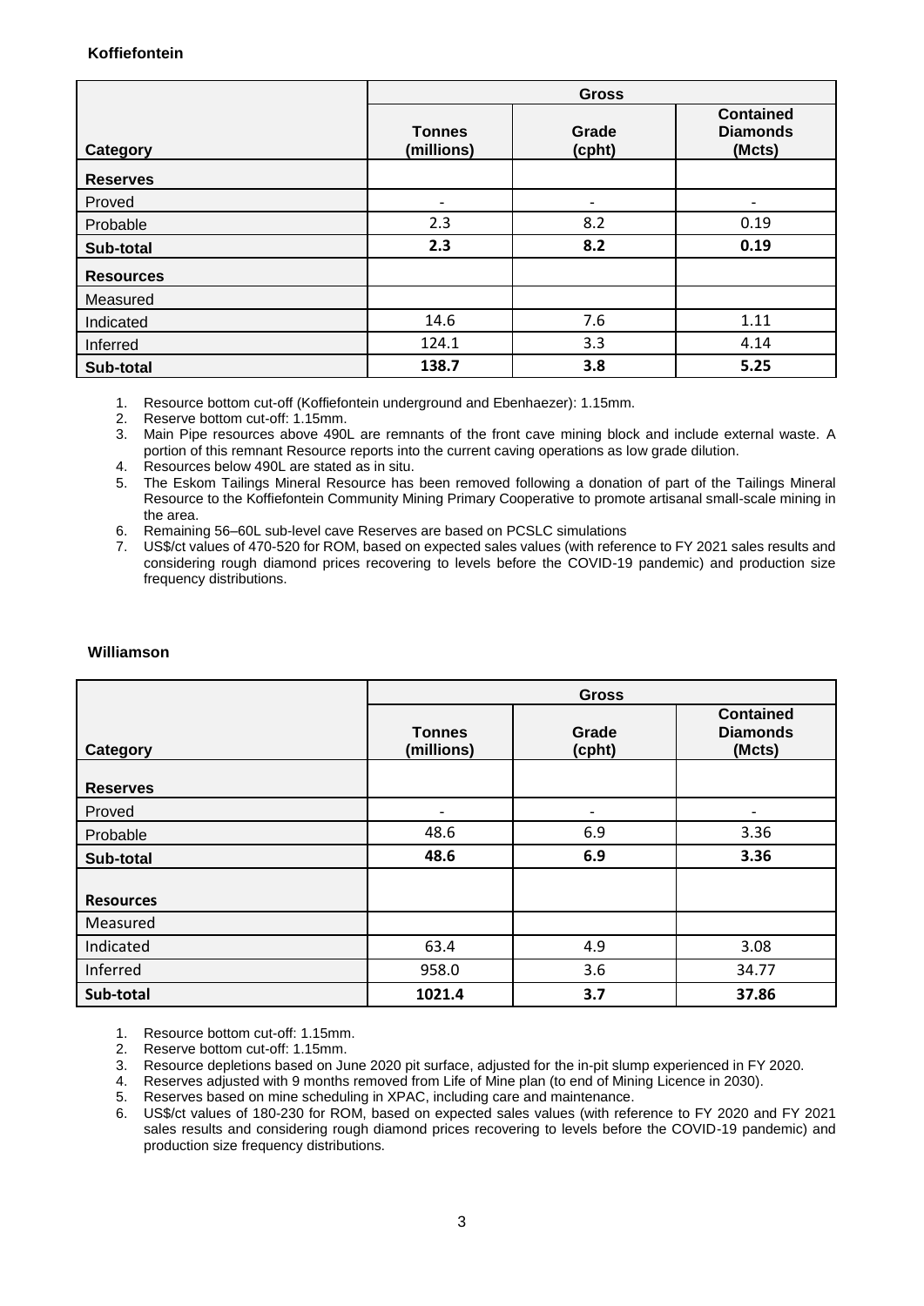### Koffiefontein

| | Gross | | |
|---|---|---|---|
| **Category** | **Tonnes (millions)** | **Grade (cpht)** | **Contained Diamonds (Mcts)** |
| **Reserves** | | | |
| Proved | - | - | - |
| Probable | 2.3 | 8.2 | 0.19 |
| **Sub-total** | **2.3** | **8.2** | **0.19** |
| **Resources** | | | |
| Measured | | | |
| Indicated | 14.6 | 7.6 | 1.11 |
| Inferred | 124.1 | 3.3 | 4.14 |
| **Sub-total** | **138.7** | **3.8** | **5.25** |

1. Resource bottom cut-off (Koffiefontein underground and Ebenhaezer): 1.15mm.
2. Reserve bottom cut-off: 1.15mm.
3. Main Pipe resources above 490L are remnants of the front cave mining block and include external waste. A portion of this remnant Resource reports into the current caving operations as low grade dilution.
4. Resources below 490L are stated as in situ.
5. The Eskom Tailings Mineral Resource has been removed following a donation of part of the Tailings Mineral Resource to the Koffiefontein Community Mining Primary Cooperative to promote artisanal small-scale mining in the area.
6. Remaining 56–60L sub-level cave Reserves are based on PCSLC simulations
7. US$/ct values of 470-520 for ROM, based on expected sales values (with reference to FY 2021 sales results and considering rough diamond prices recovering to levels before the COVID-19 pandemic) and production size frequency distributions.

### Williamson

| | Gross | | |
|---|---|---|---|
| **Category** | **Tonnes (millions)** | **Grade (cpht)** | **Contained Diamonds (Mcts)** |
| **Reserves** | | | |
| Proved | - | - | - |
| Probable | 48.6 | 6.9 | 3.36 |
| **Sub-total** | **48.6** | **6.9** | **3.36** |
| **Resources** | | | |
| Measured | | | |
| Indicated | 63.4 | 4.9 | 3.08 |
| Inferred | 958.0 | 3.6 | 34.77 |
| **Sub-total** | **1021.4** | **3.7** | **37.86** |

1. Resource bottom cut-off: 1.15mm.
2. Reserve bottom cut-off: 1.15mm.
3. Resource depletions based on June 2020 pit surface, adjusted for the in-pit slump experienced in FY 2020.
4. Reserves adjusted with 9 months removed from Life of Mine plan (to end of Mining Licence in 2030).
5. Reserves based on mine scheduling in XPAC, including care and maintenance.
6. US$/ct values of 180-230 for ROM, based on expected sales values (with reference to FY 2020 and FY 2021 sales results and considering rough diamond prices recovering to levels before the COVID-19 pandemic) and production size frequency distributions.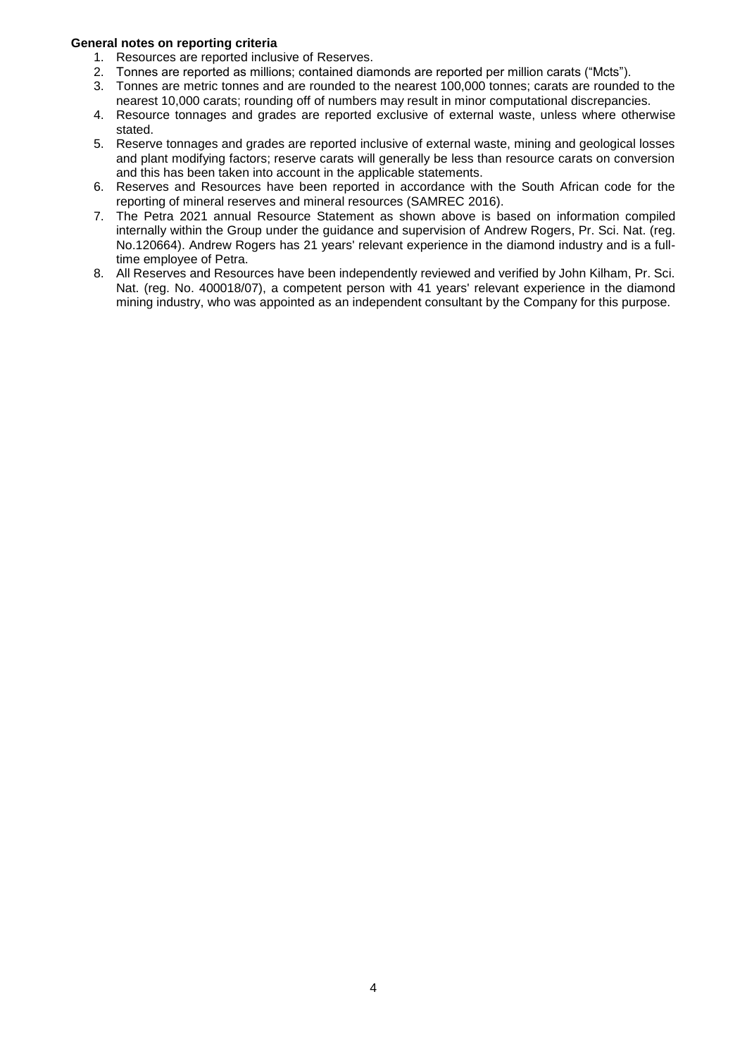**General notes on reporting criteria**

1. Resources are reported inclusive of Reserves.
2. Tonnes are reported as millions; contained diamonds are reported per million carats ("Mcts").
3. Tonnes are metric tonnes and are rounded to the nearest 100,000 tonnes; carats are rounded to the nearest 10,000 carats; rounding off of numbers may result in minor computational discrepancies.
4. Resource tonnages and grades are reported exclusive of external waste, unless where otherwise stated.
5. Reserve tonnages and grades are reported inclusive of external waste, mining and geological losses and plant modifying factors; reserve carats will generally be less than resource carats on conversion and this has been taken into account in the applicable statements.
6. Reserves and Resources have been reported in accordance with the South African code for the reporting of mineral reserves and mineral resources (SAMREC 2016).
7. The Petra 2021 annual Resource Statement as shown above is based on information compiled internally within the Group under the guidance and supervision of Andrew Rogers, Pr. Sci. Nat. (reg. No.120664). Andrew Rogers has 21 years' relevant experience in the diamond industry and is a full-time employee of Petra.
8. All Reserves and Resources have been independently reviewed and verified by John Kilham, Pr. Sci. Nat. (reg. No. 400018/07), a competent person with 41 years' relevant experience in the diamond mining industry, who was appointed as an independent consultant by the Company for this purpose.